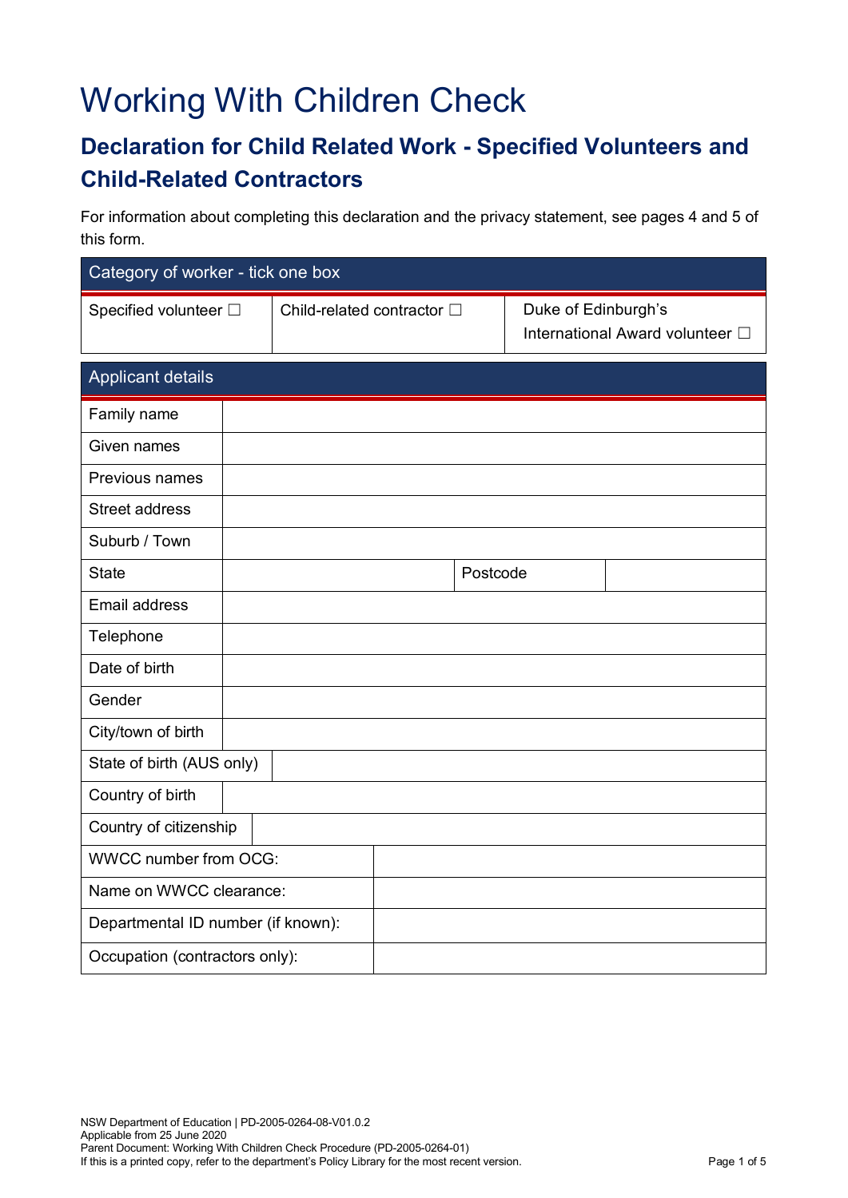# Working With Children Check

## Declaration for Child Related Work - Specified Volunteers and Child-Related Contractors

For information about completing this declaration and the privacy statement, see pages 4 and 5 of this form.

| Category of worker - tick one box | | |
|---|---|---|
| Specified volunteer ☐ | Child-related contractor ☐ | Duke of Edinburgh's International Award volunteer ☐ |

| Applicant details | | | |
|---|---|---|---|
| Family name | | | |
| Given names | | | |
| Previous names | | | |
| Street address | | | |
| Suburb / Town | | | |
| State | | Postcode | |
| Email address | | | |
| Telephone | | | |
| Date of birth | | | |
| Gender | | | |
| City/town of birth | | | |
| State of birth (AUS only) | | | |
| Country of birth | | | |
| Country of citizenship | | | |
| WWCC number from OCG: | | | |
| Name on WWCC clearance: | | | |
| Departmental ID number (if known): | | | |
| Occupation (contractors only): | | | |

NSW Department of Education | PD-2005-0264-08-V01.0.2
Applicable from 25 June 2020
Parent Document: Working With Children Check Procedure (PD-2005-0264-01)
If this is a printed copy, refer to the department's Policy Library for the most recent version.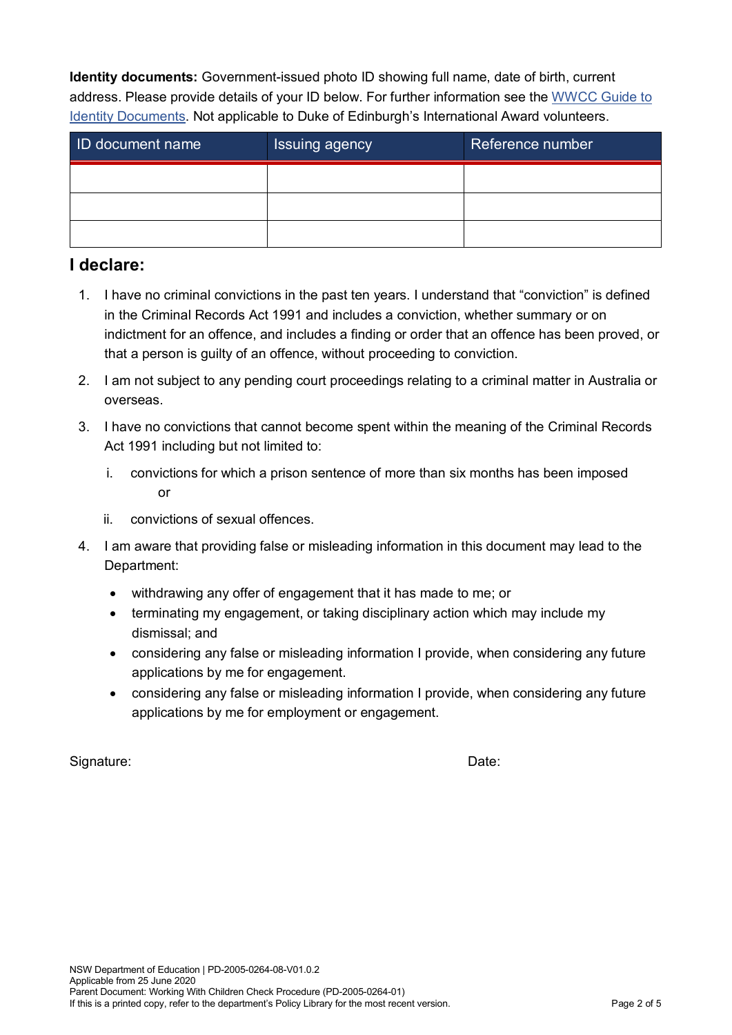**Identity documents:** Government-issued photo ID showing full name, date of birth, current address. Please provide details of your ID below. For further information see the WWCC Guide to Identity Documents. Not applicable to Duke of Edinburgh's International Award volunteers.

| ID document name | Issuing agency | Reference number |
|---|---|---|
| | | |
| | | |
| | | |

## I declare:

1. I have no criminal convictions in the past ten years. I understand that "conviction" is defined in the Criminal Records Act 1991 and includes a conviction, whether summary or on indictment for an offence, and includes a finding or order that an offence has been proved, or that a person is guilty of an offence, without proceeding to conviction.
2. I am not subject to any pending court proceedings relating to a criminal matter in Australia or overseas.
3. I have no convictions that cannot become spent within the meaning of the Criminal Records Act 1991 including but not limited to:
   i. convictions for which a prison sentence of more than six months has been imposed or
   ii. convictions of sexual offences.
4. I am aware that providing false or misleading information in this document may lead to the Department:
   - withdrawing any offer of engagement that it has made to me; or
   - terminating my engagement, or taking disciplinary action which may include my dismissal; and
   - considering any false or misleading information I provide, when considering any future applications by me for engagement.
   - considering any false or misleading information I provide, when considering any future applications by me for employment or engagement.

Signature: Date:

NSW Department of Education | PD-2005-0264-08-V01.0.2
Applicable from 25 June 2020
Parent Document: Working With Children Check Procedure (PD-2005-0264-01)
If this is a printed copy, refer to the department's Policy Library for the most recent version.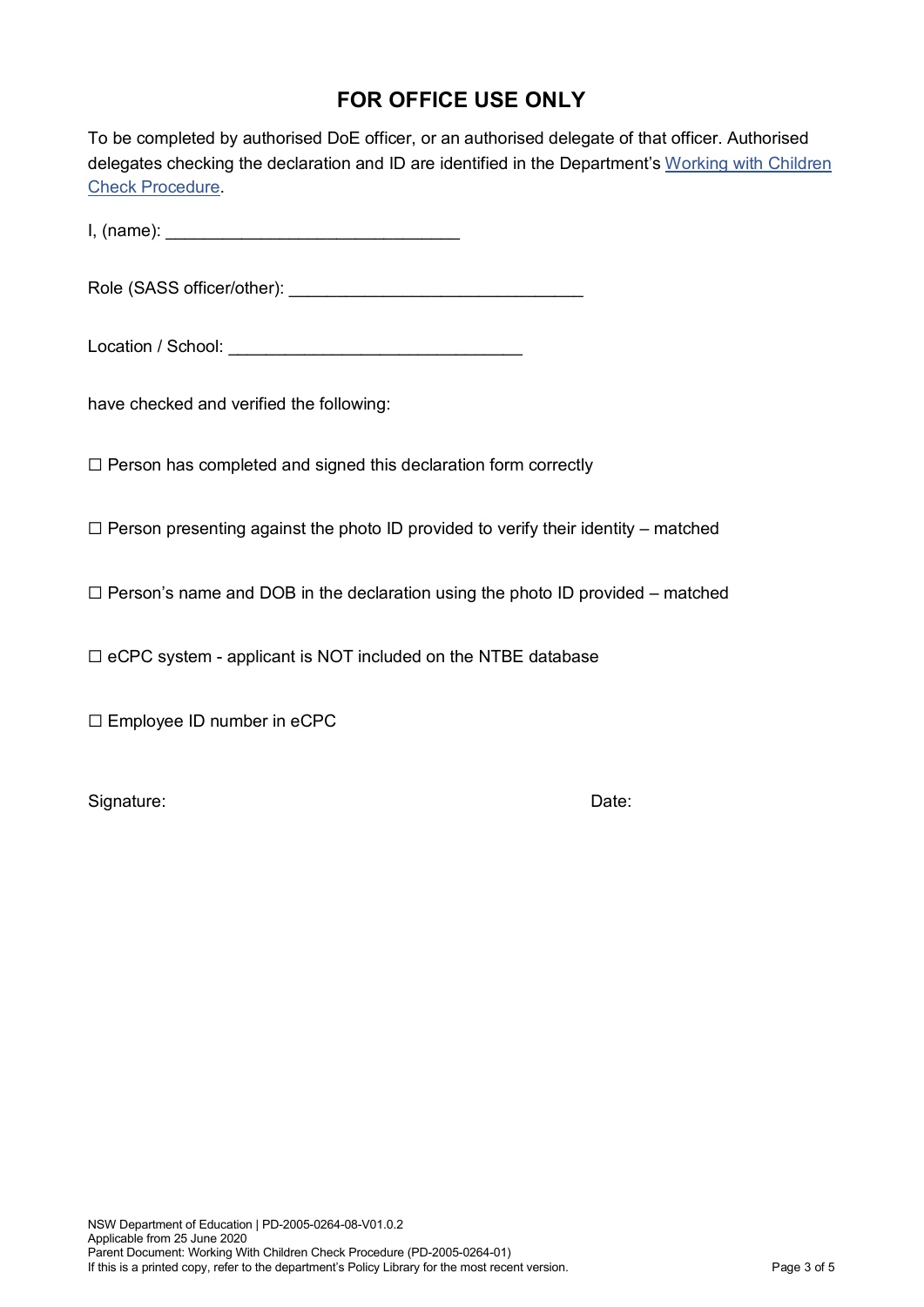# FOR OFFICE USE ONLY

To be completed by authorised DoE officer, or an authorised delegate of that officer. Authorised delegates checking the declaration and ID are identified in the Department's [Working with Children Check Procedure](#).

I, (name): ______________________________

Role (SASS officer/other): ______________________________

Location / School: ______________________________

have checked and verified the following:

☐ Person has completed and signed this declaration form correctly

☐ Person presenting against the photo ID provided to verify their identity – matched

☐ Person's name and DOB in the declaration using the photo ID provided – matched

☐ eCPC system - applicant is NOT included on the NTBE database

☐ Employee ID number in eCPC

Signature: Date:

NSW Department of Education | PD-2005-0264-08-V01.0.2
Applicable from 25 June 2020
Parent Document: Working With Children Check Procedure (PD-2005-0264-01)
If this is a printed copy, refer to the department's Policy Library for the most recent version.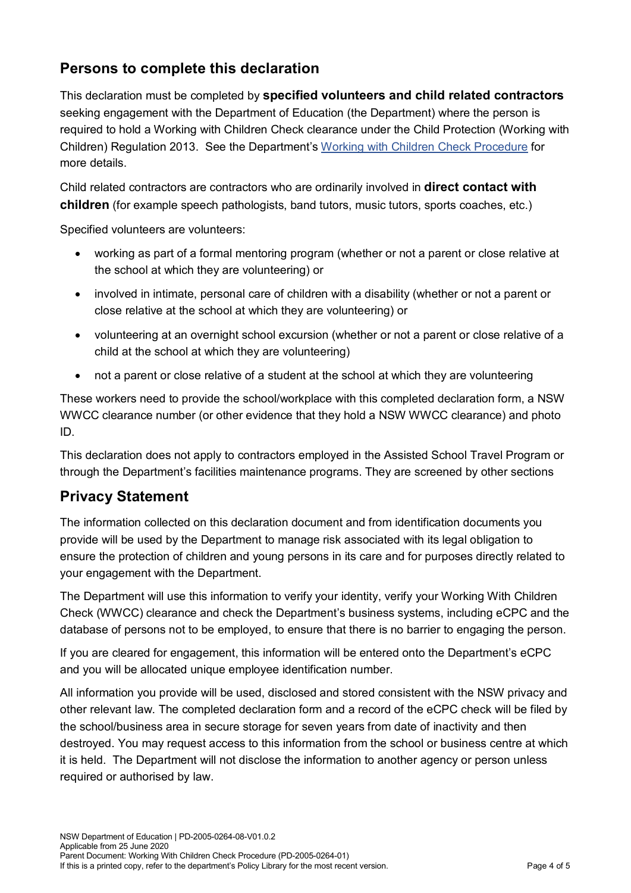## Persons to complete this declaration

This declaration must be completed by **specified volunteers and child related contractors** seeking engagement with the Department of Education (the Department) where the person is required to hold a Working with Children Check clearance under the Child Protection (Working with Children) Regulation 2013. See the Department's [Working with Children Check Procedure]() for more details.

Child related contractors are contractors who are ordinarily involved in **direct contact with children** (for example speech pathologists, band tutors, music tutors, sports coaches, etc.)

Specified volunteers are volunteers:

- working as part of a formal mentoring program (whether or not a parent or close relative at the school at which they are volunteering) or
- involved in intimate, personal care of children with a disability (whether or not a parent or close relative at the school at which they are volunteering) or
- volunteering at an overnight school excursion (whether or not a parent or close relative of a child at the school at which they are volunteering)
- not a parent or close relative of a student at the school at which they are volunteering

These workers need to provide the school/workplace with this completed declaration form, a NSW WWCC clearance number (or other evidence that they hold a NSW WWCC clearance) and photo ID.

This declaration does not apply to contractors employed in the Assisted School Travel Program or through the Department's facilities maintenance programs. They are screened by other sections

## Privacy Statement

The information collected on this declaration document and from identification documents you provide will be used by the Department to manage risk associated with its legal obligation to ensure the protection of children and young persons in its care and for purposes directly related to your engagement with the Department.

The Department will use this information to verify your identity, verify your Working With Children Check (WWCC) clearance and check the Department's business systems, including eCPC and the database of persons not to be employed, to ensure that there is no barrier to engaging the person.

If you are cleared for engagement, this information will be entered onto the Department's eCPC and you will be allocated unique employee identification number.

All information you provide will be used, disclosed and stored consistent with the NSW privacy and other relevant law. The completed declaration form and a record of the eCPC check will be filed by the school/business area in secure storage for seven years from date of inactivity and then destroyed. You may request access to this information from the school or business centre at which it is held. The Department will not disclose the information to another agency or person unless required or authorised by law.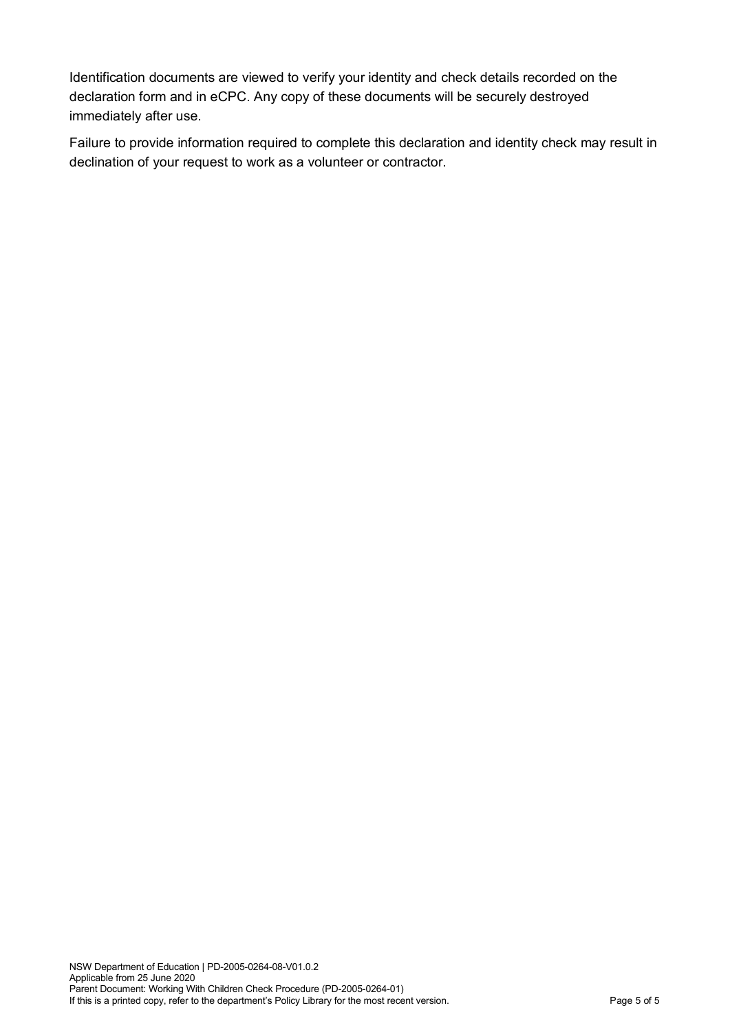Identification documents are viewed to verify your identity and check details recorded on the declaration form and in eCPC. Any copy of these documents will be securely destroyed immediately after use.

Failure to provide information required to complete this declaration and identity check may result in declination of your request to work as a volunteer or contractor.